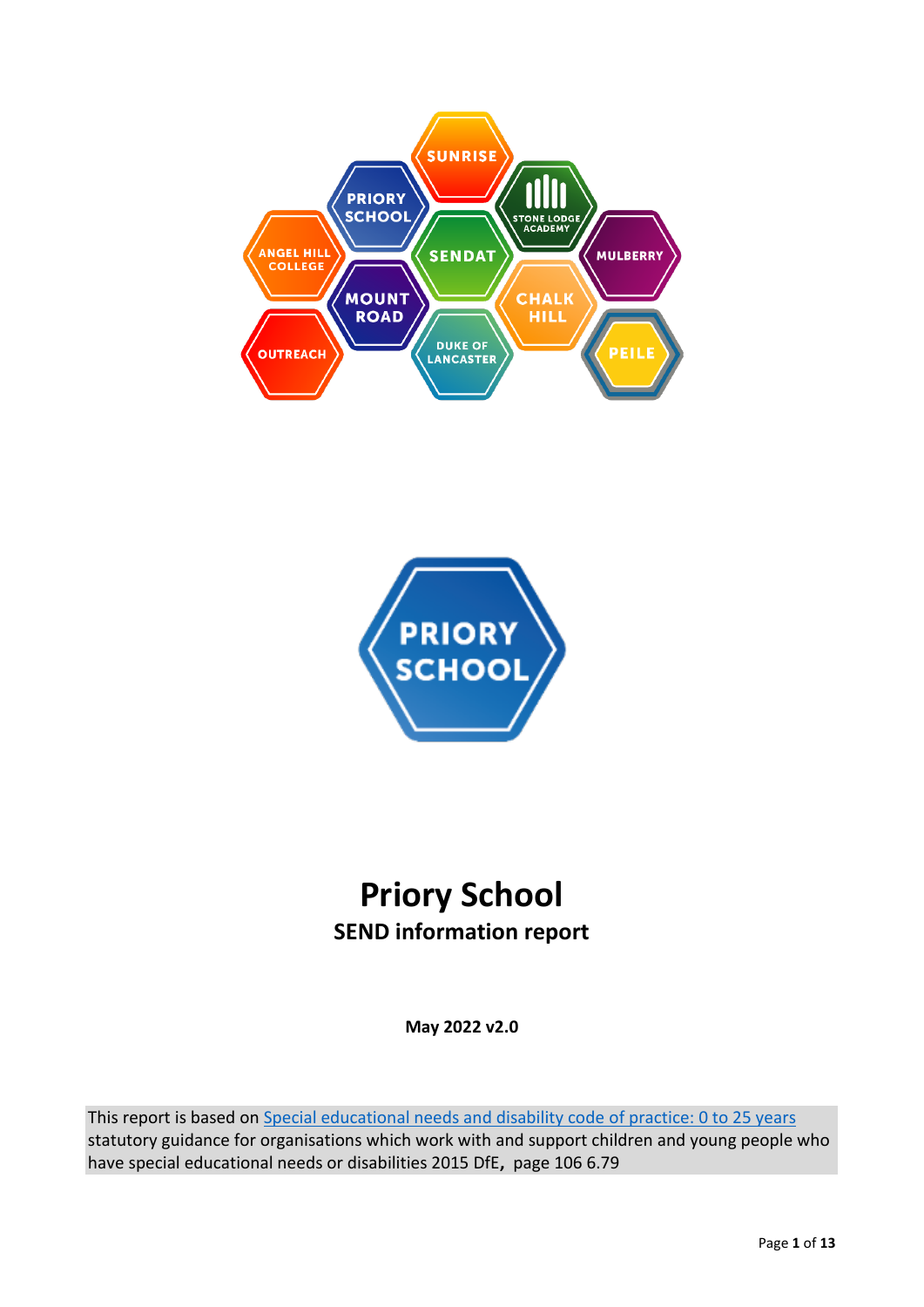# Priory School

## SEND information report

**May 2022 v2.0**

This report is based on [Special educational needs and disability code of practice: 0 to 25 years](#) statutory guidance for organisations which work with and support children and young people who have special educational needs or disabilities 2015 DfE, page 106 6.79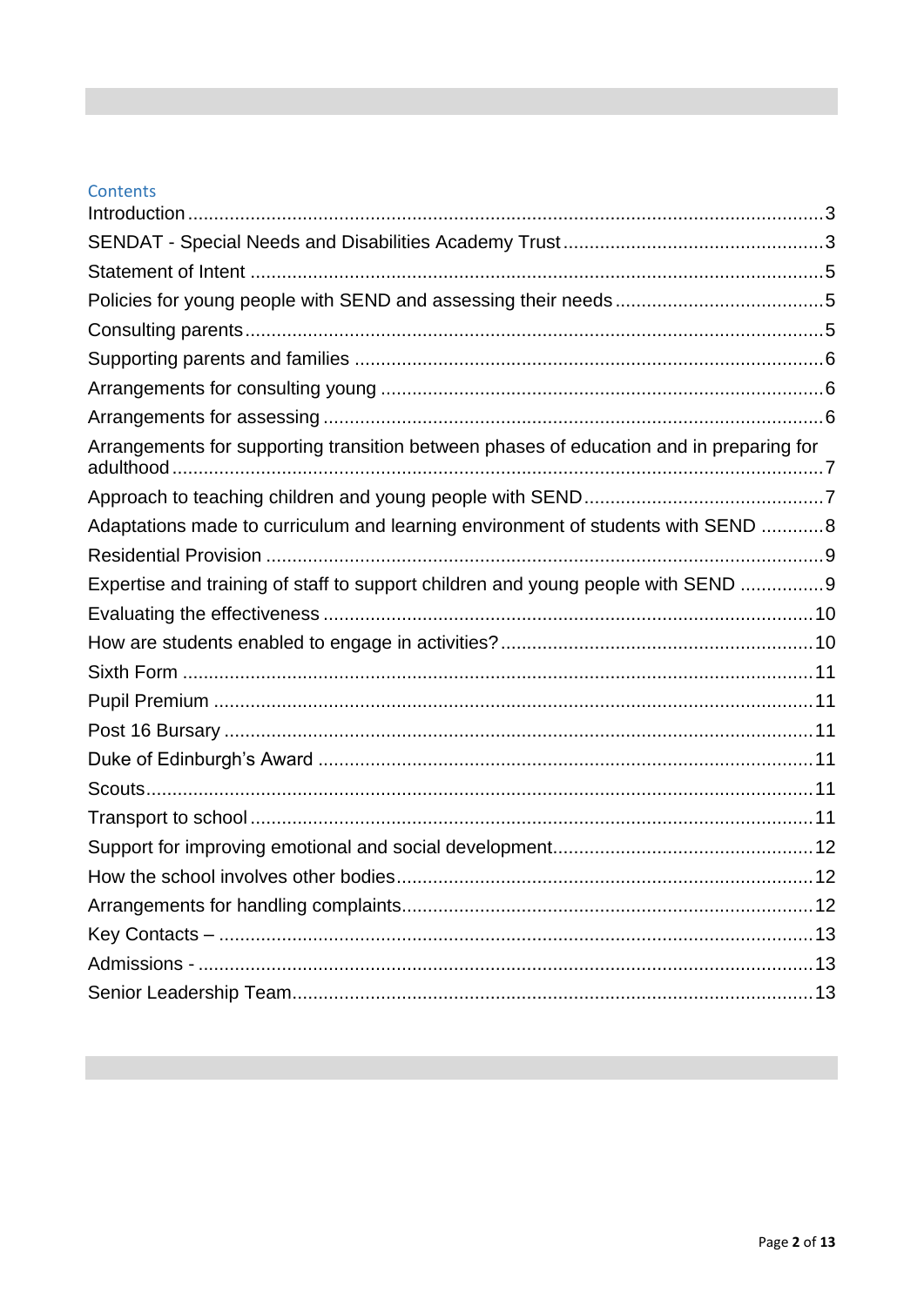## Contents

- Introduction ........ 3
- SENDAT - Special Needs and Disabilities Academy Trust ........ 3
- Statement of Intent ........ 5
- Policies for young people with SEND and assessing their needs ........ 5
- Consulting parents ........ 5
- Supporting parents and families ........ 6
- Arrangements for consulting young ........ 6
- Arrangements for assessing ........ 6
- Arrangements for supporting transition between phases of education and in preparing for adulthood ........ 7
- Approach to teaching children and young people with SEND ........ 7
- Adaptations made to curriculum and learning environment of students with SEND ........ 8
- Residential Provision ........ 9
- Expertise and training of staff to support children and young people with SEND ........ 9
- Evaluating the effectiveness ........ 10
- How are students enabled to engage in activities? ........ 10
- Sixth Form ........ 11
- Pupil Premium ........ 11
- Post 16 Bursary ........ 11
- Duke of Edinburgh's Award ........ 11
- Scouts ........ 11
- Transport to school ........ 11
- Support for improving emotional and social development ........ 12
- How the school involves other bodies ........ 12
- Arrangements for handling complaints ........ 12
- Key Contacts – ........ 13
- Admissions - ........ 13
- Senior Leadership Team ........ 13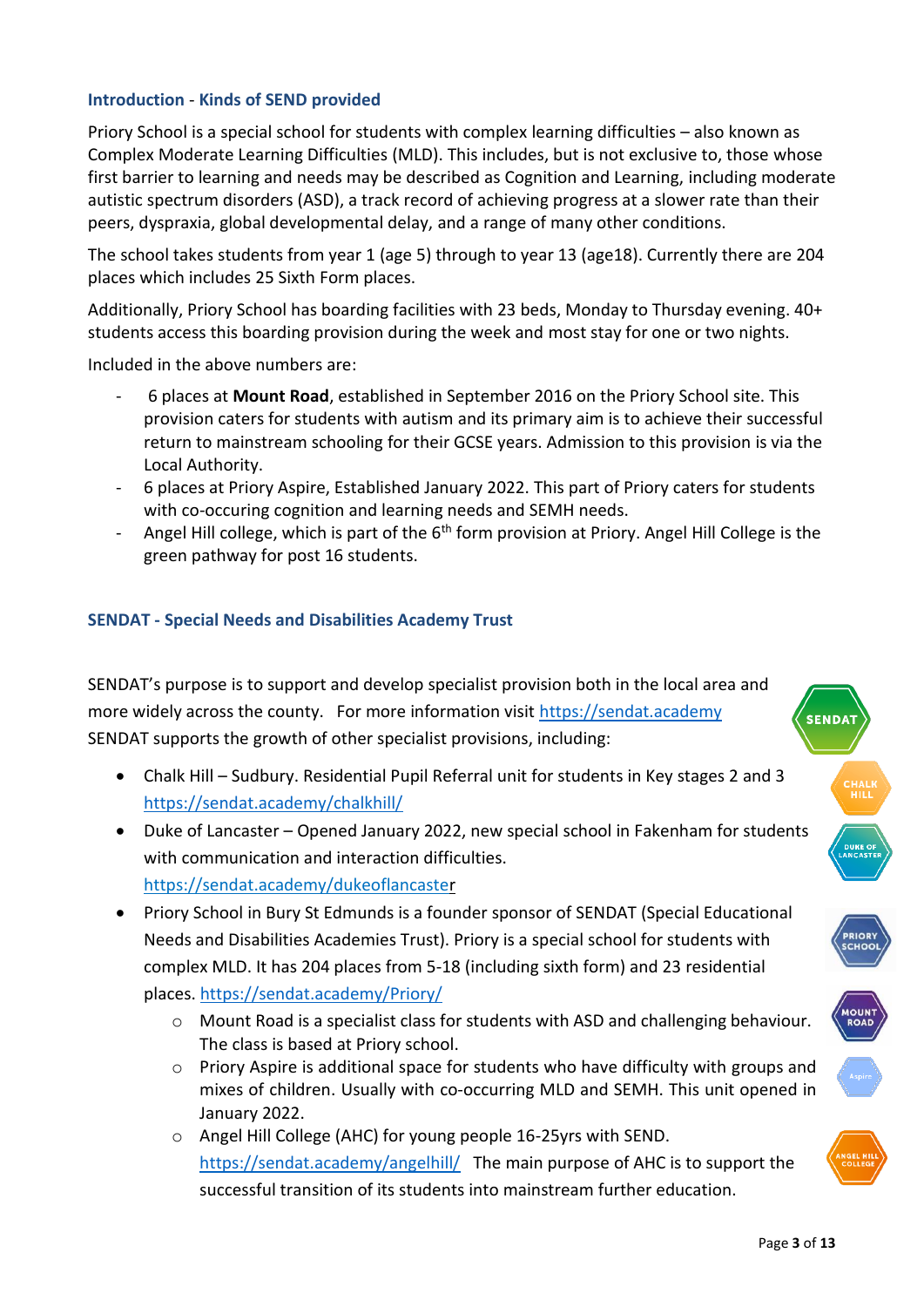## Introduction - Kinds of SEND provided

Priory School is a special school for students with complex learning difficulties – also known as Complex Moderate Learning Difficulties (MLD). This includes, but is not exclusive to, those whose first barrier to learning and needs may be described as Cognition and Learning, including moderate autistic spectrum disorders (ASD), a track record of achieving progress at a slower rate than their peers, dyspraxia, global developmental delay, and a range of many other conditions.

The school takes students from year 1 (age 5) through to year 13 (age18). Currently there are 204 places which includes 25 Sixth Form places.

Additionally, Priory School has boarding facilities with 23 beds, Monday to Thursday evening. 40+ students access this boarding provision during the week and most stay for one or two nights.

Included in the above numbers are:

- 6 places at **Mount Road**, established in September 2016 on the Priory School site. This provision caters for students with autism and its primary aim is to achieve their successful return to mainstream schooling for their GCSE years. Admission to this provision is via the Local Authority.
- 6 places at Priory Aspire, Established January 2022. This part of Priory caters for students with co-occuring cognition and learning needs and SEMH needs.
- Angel Hill college, which is part of the 6th form provision at Priory. Angel Hill College is the green pathway for post 16 students.

## SENDAT - Special Needs and Disabilities Academy Trust

SENDAT's purpose is to support and develop specialist provision both in the local area and more widely across the county. For more information visit https://sendat.academy SENDAT supports the growth of other specialist provisions, including:

- Chalk Hill – Sudbury. Residential Pupil Referral unit for students in Key stages 2 and 3 https://sendat.academy/chalkhill/
- Duke of Lancaster – Opened January 2022, new special school in Fakenham for students with communication and interaction difficulties. https://sendat.academy/dukeoflancaster
- Priory School in Bury St Edmunds is a founder sponsor of SENDAT (Special Educational Needs and Disabilities Academies Trust). Priory is a special school for students with complex MLD. It has 204 places from 5-18 (including sixth form) and 23 residential places. https://sendat.academy/Priory/
  - Mount Road is a specialist class for students with ASD and challenging behaviour. The class is based at Priory school.
  - Priory Aspire is additional space for students who have difficulty with groups and mixes of children. Usually with co-occurring MLD and SEMH. This unit opened in January 2022.
  - Angel Hill College (AHC) for young people 16-25yrs with SEND. https://sendat.academy/angelhill/ The main purpose of AHC is to support the successful transition of its students into mainstream further education.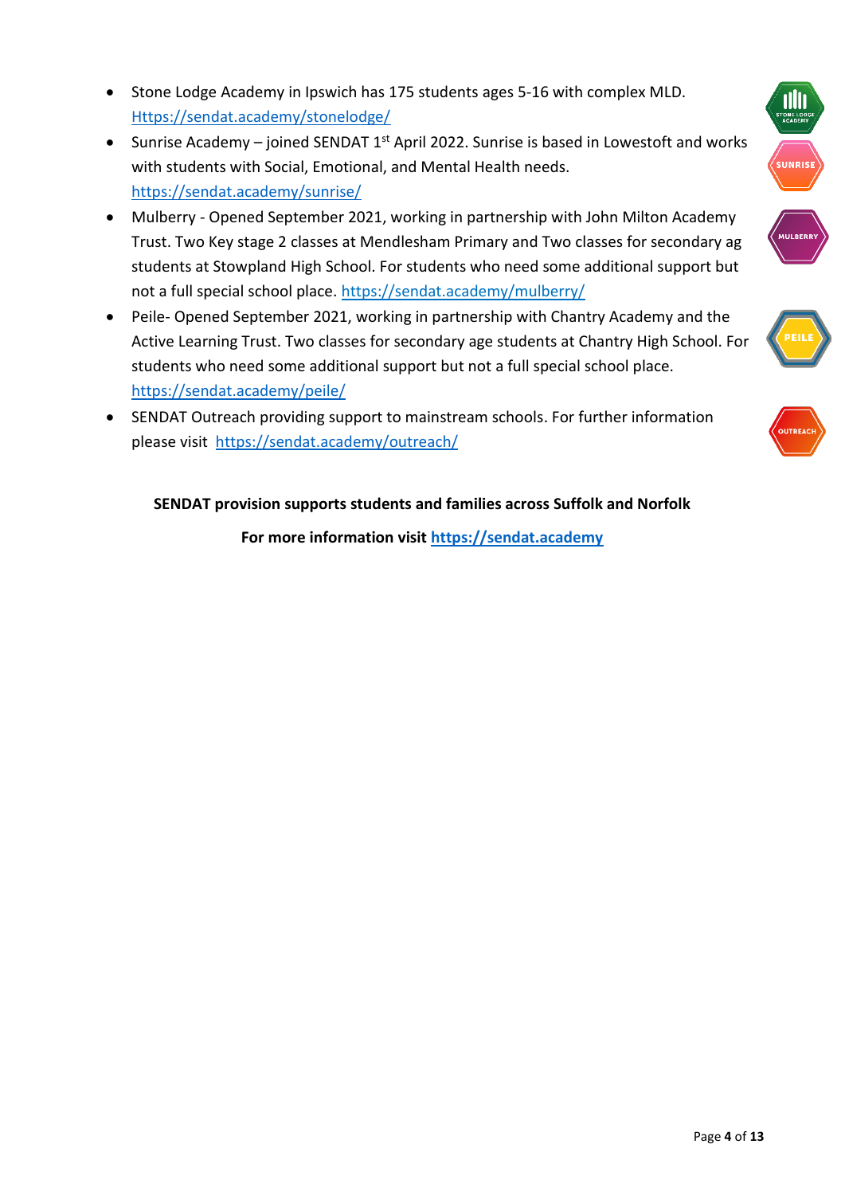- Stone Lodge Academy in Ipswich has 175 students ages 5-16 with complex MLD. [Https://sendat.academy/stonelodge/](Https://sendat.academy/stonelodge/)
- Sunrise Academy – joined SENDAT 1st April 2022. Sunrise is based in Lowestoft and works with students with Social, Emotional, and Mental Health needs. [https://sendat.academy/sunrise/](https://sendat.academy/sunrise/)
- Mulberry - Opened September 2021, working in partnership with John Milton Academy Trust. Two Key stage 2 classes at Mendlesham Primary and Two classes for secondary ag students at Stowpland High School. For students who need some additional support but not a full special school place. [https://sendat.academy/mulberry/](https://sendat.academy/mulberry/)
- Peile- Opened September 2021, working in partnership with Chantry Academy and the Active Learning Trust. Two classes for secondary age students at Chantry High School. For students who need some additional support but not a full special school place. [https://sendat.academy/peile/](https://sendat.academy/peile/)
- SENDAT Outreach providing support to mainstream schools. For further information please visit [https://sendat.academy/outreach/](https://sendat.academy/outreach/)

**SENDAT provision supports students and families across Suffolk and Norfolk**

**For more information visit [https://sendat.academy](https://sendat.academy)**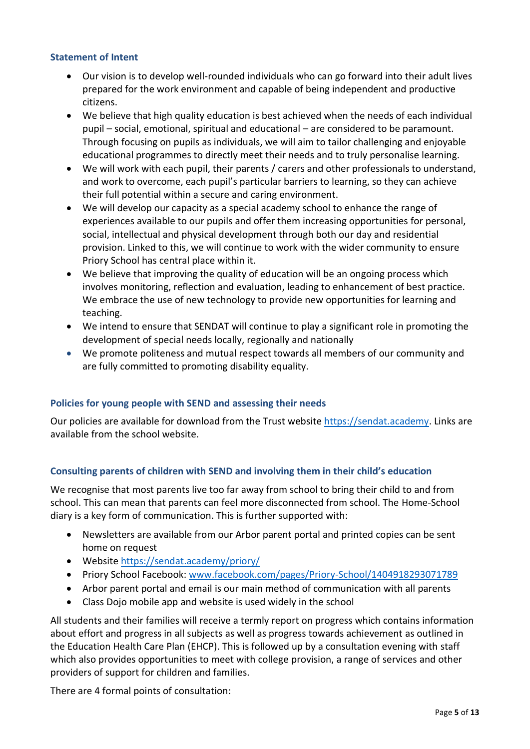### Statement of Intent

- Our vision is to develop well-rounded individuals who can go forward into their adult lives prepared for the work environment and capable of being independent and productive citizens.
- We believe that high quality education is best achieved when the needs of each individual pupil – social, emotional, spiritual and educational – are considered to be paramount. Through focusing on pupils as individuals, we will aim to tailor challenging and enjoyable educational programmes to directly meet their needs and to truly personalise learning.
- We will work with each pupil, their parents / carers and other professionals to understand, and work to overcome, each pupil's particular barriers to learning, so they can achieve their full potential within a secure and caring environment.
- We will develop our capacity as a special academy school to enhance the range of experiences available to our pupils and offer them increasing opportunities for personal, social, intellectual and physical development through both our day and residential provision. Linked to this, we will continue to work with the wider community to ensure Priory School has central place within it.
- We believe that improving the quality of education will be an ongoing process which involves monitoring, reflection and evaluation, leading to enhancement of best practice. We embrace the use of new technology to provide new opportunities for learning and teaching.
- We intend to ensure that SENDAT will continue to play a significant role in promoting the development of special needs locally, regionally and nationally
- We promote politeness and mutual respect towards all members of our community and are fully committed to promoting disability equality.

### Policies for young people with SEND and assessing their needs

Our policies are available for download from the Trust website https://sendat.academy. Links are available from the school website.

### Consulting parents of children with SEND and involving them in their child's education

We recognise that most parents live too far away from school to bring their child to and from school. This can mean that parents can feel more disconnected from school. The Home-School diary is a key form of communication. This is further supported with:

- Newsletters are available from our Arbor parent portal and printed copies can be sent home on request
- Website https://sendat.academy/priory/
- Priory School Facebook: www.facebook.com/pages/Priory-School/1404918293071789
- Arbor parent portal and email is our main method of communication with all parents
- Class Dojo mobile app and website is used widely in the school

All students and their families will receive a termly report on progress which contains information about effort and progress in all subjects as well as progress towards achievement as outlined in the Education Health Care Plan (EHCP). This is followed up by a consultation evening with staff which also provides opportunities to meet with college provision, a range of services and other providers of support for children and families.

There are 4 formal points of consultation: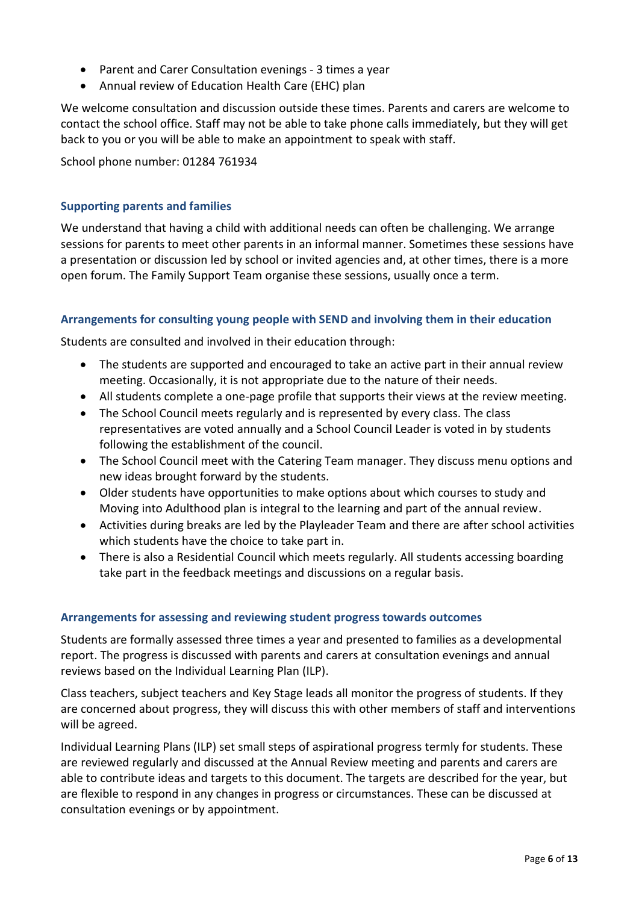- Parent and Carer Consultation evenings - 3 times a year
- Annual review of Education Health Care (EHC) plan

We welcome consultation and discussion outside these times. Parents and carers are welcome to contact the school office. Staff may not be able to take phone calls immediately, but they will get back to you or you will be able to make an appointment to speak with staff.

School phone number: 01284 761934

### Supporting parents and families

We understand that having a child with additional needs can often be challenging. We arrange sessions for parents to meet other parents in an informal manner. Sometimes these sessions have a presentation or discussion led by school or invited agencies and, at other times, there is a more open forum. The Family Support Team organise these sessions, usually once a term.

### Arrangements for consulting young people with SEND and involving them in their education

Students are consulted and involved in their education through:

- The students are supported and encouraged to take an active part in their annual review meeting. Occasionally, it is not appropriate due to the nature of their needs.
- All students complete a one-page profile that supports their views at the review meeting.
- The School Council meets regularly and is represented by every class. The class representatives are voted annually and a School Council Leader is voted in by students following the establishment of the council.
- The School Council meet with the Catering Team manager. They discuss menu options and new ideas brought forward by the students.
- Older students have opportunities to make options about which courses to study and Moving into Adulthood plan is integral to the learning and part of the annual review.
- Activities during breaks are led by the Playleader Team and there are after school activities which students have the choice to take part in.
- There is also a Residential Council which meets regularly. All students accessing boarding take part in the feedback meetings and discussions on a regular basis.

### Arrangements for assessing and reviewing student progress towards outcomes

Students are formally assessed three times a year and presented to families as a developmental report. The progress is discussed with parents and carers at consultation evenings and annual reviews based on the Individual Learning Plan (ILP).

Class teachers, subject teachers and Key Stage leads all monitor the progress of students. If they are concerned about progress, they will discuss this with other members of staff and interventions will be agreed.

Individual Learning Plans (ILP) set small steps of aspirational progress termly for students. These are reviewed regularly and discussed at the Annual Review meeting and parents and carers are able to contribute ideas and targets to this document. The targets are described for the year, but are flexible to respond in any changes in progress or circumstances. These can be discussed at consultation evenings or by appointment.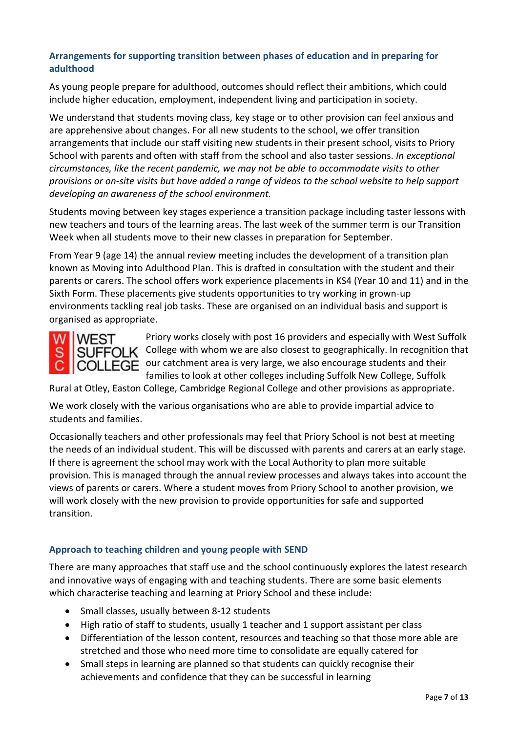### Arrangements for supporting transition between phases of education and in preparing for adulthood

As young people prepare for adulthood, outcomes should reflect their ambitions, which could include higher education, employment, independent living and participation in society.

We understand that students moving class, key stage or to other provision can feel anxious and are apprehensive about changes. For all new students to the school, we offer transition arrangements that include our staff visiting new students in their present school, visits to Priory School with parents and often with staff from the school and also taster sessions. *In exceptional circumstances, like the recent pandemic, we may not be able to accommodate visits to other provisions or on-site visits but have added a range of videos to the school website to help support developing an awareness of the school environment.*

Students moving between key stages experience a transition package including taster lessons with new teachers and tours of the learning areas. The last week of the summer term is our Transition Week when all students move to their new classes in preparation for September.

From Year 9 (age 14) the annual review meeting includes the development of a transition plan known as Moving into Adulthood Plan. This is drafted in consultation with the student and their parents or carers. The school offers work experience placements in KS4 (Year 10 and 11) and in the Sixth Form. These placements give students opportunities to try working in grown-up environments tackling real job tasks. These are organised on an individual basis and support is organised as appropriate.

Priory works closely with post 16 providers and especially with West Suffolk College with whom we are also closest to geographically. In recognition that our catchment area is very large, we also encourage students and their families to look at other colleges including Suffolk New College, Suffolk Rural at Otley, Easton College, Cambridge Regional College and other provisions as appropriate.

We work closely with the various organisations who are able to provide impartial advice to students and families.

Occasionally teachers and other professionals may feel that Priory School is not best at meeting the needs of an individual student. This will be discussed with parents and carers at an early stage. If there is agreement the school may work with the Local Authority to plan more suitable provision. This is managed through the annual review processes and always takes into account the views of parents or carers. Where a student moves from Priory School to another provision, we will work closely with the new provision to provide opportunities for safe and supported transition.

### Approach to teaching children and young people with SEND

There are many approaches that staff use and the school continuously explores the latest research and innovative ways of engaging with and teaching students. There are some basic elements which characterise teaching and learning at Priory School and these include:

- Small classes, usually between 8-12 students
- High ratio of staff to students, usually 1 teacher and 1 support assistant per class
- Differentiation of the lesson content, resources and teaching so that those more able are stretched and those who need more time to consolidate are equally catered for
- Small steps in learning are planned so that students can quickly recognise their achievements and confidence that they can be successful in learning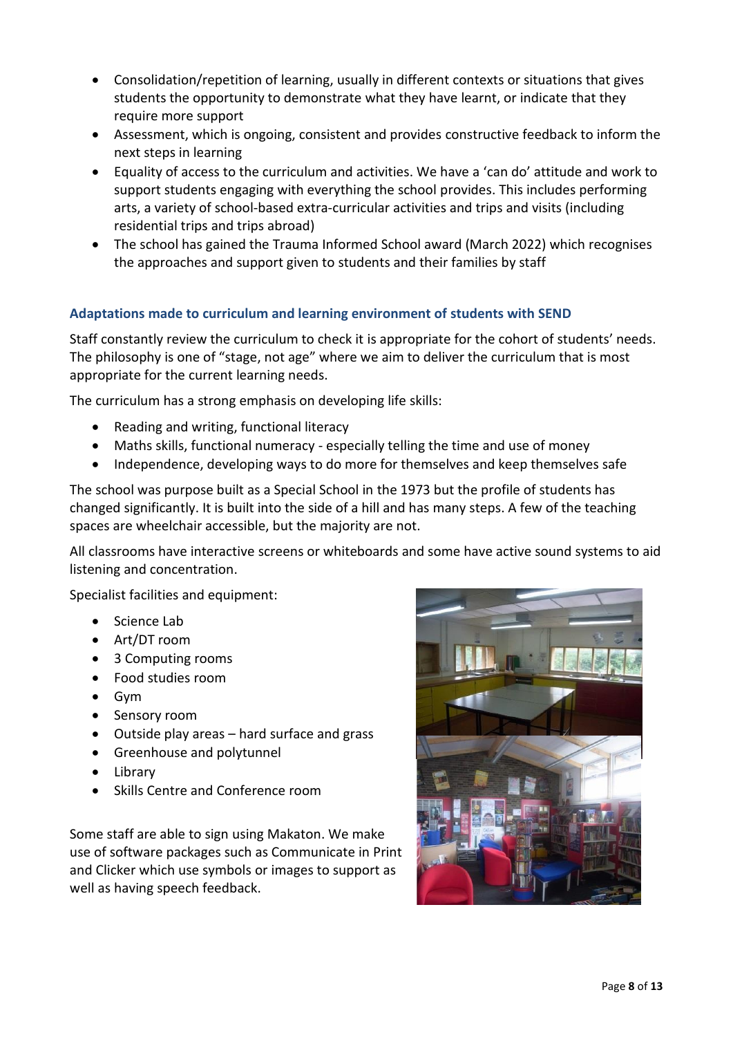- Consolidation/repetition of learning, usually in different contexts or situations that gives students the opportunity to demonstrate what they have learnt, or indicate that they require more support
- Assessment, which is ongoing, consistent and provides constructive feedback to inform the next steps in learning
- Equality of access to the curriculum and activities. We have a 'can do' attitude and work to support students engaging with everything the school provides. This includes performing arts, a variety of school-based extra-curricular activities and trips and visits (including residential trips and trips abroad)
- The school has gained the Trauma Informed School award (March 2022) which recognises the approaches and support given to students and their families by staff

### Adaptations made to curriculum and learning environment of students with SEND

Staff constantly review the curriculum to check it is appropriate for the cohort of students' needs. The philosophy is one of "stage, not age" where we aim to deliver the curriculum that is most appropriate for the current learning needs.

The curriculum has a strong emphasis on developing life skills:

- Reading and writing, functional literacy
- Maths skills, functional numeracy - especially telling the time and use of money
- Independence, developing ways to do more for themselves and keep themselves safe

The school was purpose built as a Special School in the 1973 but the profile of students has changed significantly. It is built into the side of a hill and has many steps. A few of the teaching spaces are wheelchair accessible, but the majority are not.

All classrooms have interactive screens or whiteboards and some have active sound systems to aid listening and concentration.

Specialist facilities and equipment:

- Science Lab
- Art/DT room
- 3 Computing rooms
- Food studies room
- Gym
- Sensory room
- Outside play areas – hard surface and grass
- Greenhouse and polytunnel
- Library
- Skills Centre and Conference room

Some staff are able to sign using Makaton. We make use of software packages such as Communicate in Print and Clicker which use symbols or images to support as well as having speech feedback.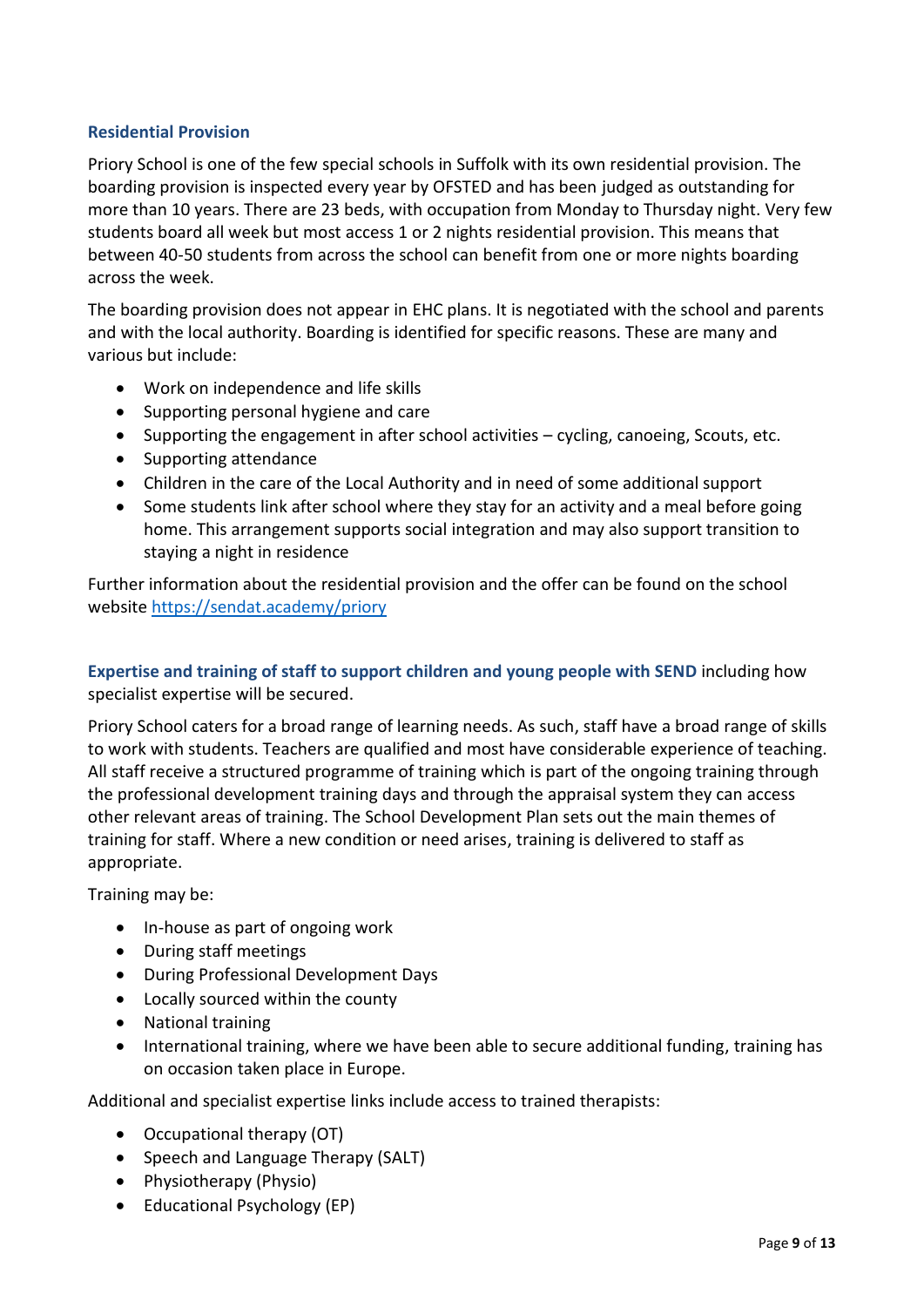### Residential Provision

Priory School is one of the few special schools in Suffolk with its own residential provision. The boarding provision is inspected every year by OFSTED and has been judged as outstanding for more than 10 years. There are 23 beds, with occupation from Monday to Thursday night. Very few students board all week but most access 1 or 2 nights residential provision. This means that between 40-50 students from across the school can benefit from one or more nights boarding across the week.

The boarding provision does not appear in EHC plans. It is negotiated with the school and parents and with the local authority. Boarding is identified for specific reasons. These are many and various but include:

- Work on independence and life skills
- Supporting personal hygiene and care
- Supporting the engagement in after school activities – cycling, canoeing, Scouts, etc.
- Supporting attendance
- Children in the care of the Local Authority and in need of some additional support
- Some students link after school where they stay for an activity and a meal before going home. This arrangement supports social integration and may also support transition to staying a night in residence

Further information about the residential provision and the offer can be found on the school website [https://sendat.academy/priory](https://sendat.academy/priory)

**Expertise and training of staff to support children and young people with SEND** including how specialist expertise will be secured.

Priory School caters for a broad range of learning needs. As such, staff have a broad range of skills to work with students. Teachers are qualified and most have considerable experience of teaching. All staff receive a structured programme of training which is part of the ongoing training through the professional development training days and through the appraisal system they can access other relevant areas of training. The School Development Plan sets out the main themes of training for staff. Where a new condition or need arises, training is delivered to staff as appropriate.

Training may be:

- In-house as part of ongoing work
- During staff meetings
- During Professional Development Days
- Locally sourced within the county
- National training
- International training, where we have been able to secure additional funding, training has on occasion taken place in Europe.

Additional and specialist expertise links include access to trained therapists:

- Occupational therapy (OT)
- Speech and Language Therapy (SALT)
- Physiotherapy (Physio)
- Educational Psychology (EP)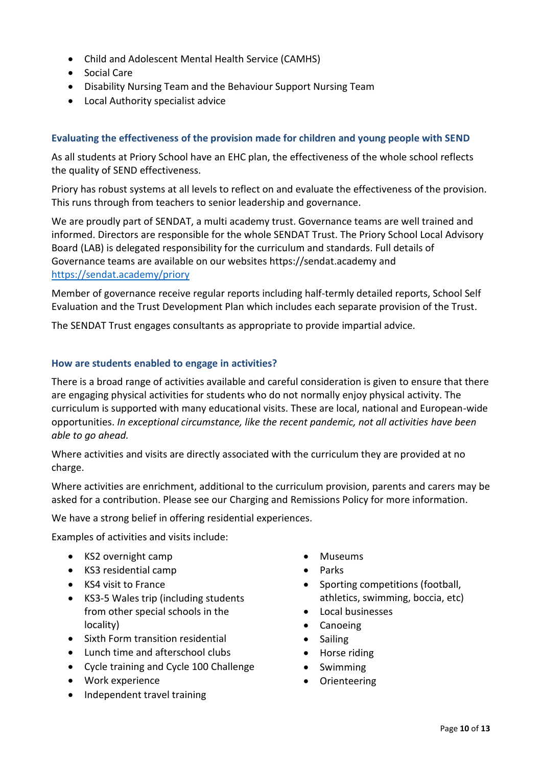- Child and Adolescent Mental Health Service (CAMHS)
- Social Care
- Disability Nursing Team and the Behaviour Support Nursing Team
- Local Authority specialist advice

### Evaluating the effectiveness of the provision made for children and young people with SEND

As all students at Priory School have an EHC plan, the effectiveness of the whole school reflects the quality of SEND effectiveness.

Priory has robust systems at all levels to reflect on and evaluate the effectiveness of the provision. This runs through from teachers to senior leadership and governance.

We are proudly part of SENDAT, a multi academy trust. Governance teams are well trained and informed. Directors are responsible for the whole SENDAT Trust. The Priory School Local Advisory Board (LAB) is delegated responsibility for the curriculum and standards. Full details of Governance teams are available on our websites https://sendat.academy and https://sendat.academy/priory

Member of governance receive regular reports including half-termly detailed reports, School Self Evaluation and the Trust Development Plan which includes each separate provision of the Trust.

The SENDAT Trust engages consultants as appropriate to provide impartial advice.

### How are students enabled to engage in activities?

There is a broad range of activities available and careful consideration is given to ensure that there are engaging physical activities for students who do not normally enjoy physical activity. The curriculum is supported with many educational visits. These are local, national and European-wide opportunities. *In exceptional circumstance, like the recent pandemic, not all activities have been able to go ahead.*

Where activities and visits are directly associated with the curriculum they are provided at no charge.

Where activities are enrichment, additional to the curriculum provision, parents and carers may be asked for a contribution. Please see our Charging and Remissions Policy for more information.

We have a strong belief in offering residential experiences.

Examples of activities and visits include:

- KS2 overnight camp
- KS3 residential camp
- KS4 visit to France
- KS3-5 Wales trip (including students from other special schools in the locality)
- Sixth Form transition residential
- Lunch time and afterschool clubs
- Cycle training and Cycle 100 Challenge
- Work experience
- Independent travel training
- Museums
- Parks
- Sporting competitions (football, athletics, swimming, boccia, etc)
- Local businesses
- Canoeing
- Sailing
- Horse riding
- Swimming
- Orienteering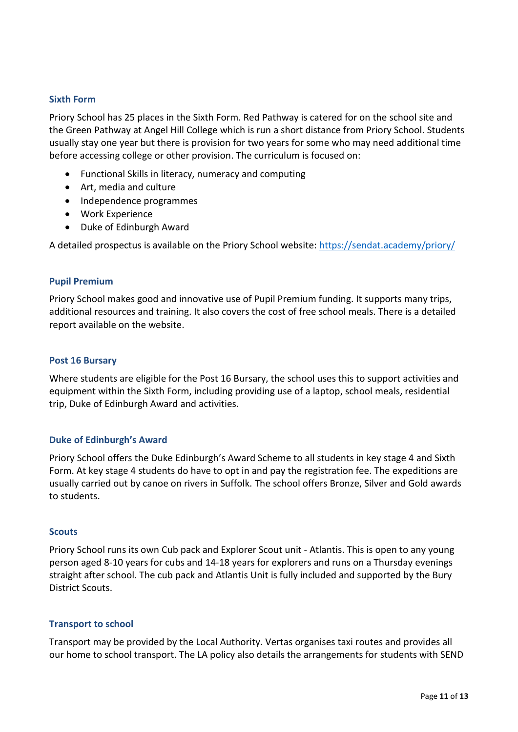### Sixth Form

Priory School has 25 places in the Sixth Form. Red Pathway is catered for on the school site and the Green Pathway at Angel Hill College which is run a short distance from Priory School. Students usually stay one year but there is provision for two years for some who may need additional time before accessing college or other provision. The curriculum is focused on:

- Functional Skills in literacy, numeracy and computing
- Art, media and culture
- Independence programmes
- Work Experience
- Duke of Edinburgh Award

A detailed prospectus is available on the Priory School website: [https://sendat.academy/priory/](https://sendat.academy/priory/)

### Pupil Premium

Priory School makes good and innovative use of Pupil Premium funding. It supports many trips, additional resources and training. It also covers the cost of free school meals. There is a detailed report available on the website.

### Post 16 Bursary

Where students are eligible for the Post 16 Bursary, the school uses this to support activities and equipment within the Sixth Form, including providing use of a laptop, school meals, residential trip, Duke of Edinburgh Award and activities.

### Duke of Edinburgh's Award

Priory School offers the Duke Edinburgh's Award Scheme to all students in key stage 4 and Sixth Form. At key stage 4 students do have to opt in and pay the registration fee. The expeditions are usually carried out by canoe on rivers in Suffolk. The school offers Bronze, Silver and Gold awards to students.

### Scouts

Priory School runs its own Cub pack and Explorer Scout unit - Atlantis. This is open to any young person aged 8-10 years for cubs and 14-18 years for explorers and runs on a Thursday evenings straight after school. The cub pack and Atlantis Unit is fully included and supported by the Bury District Scouts.

### Transport to school

Transport may be provided by the Local Authority. Vertas organises taxi routes and provides all our home to school transport. The LA policy also details the arrangements for students with SEND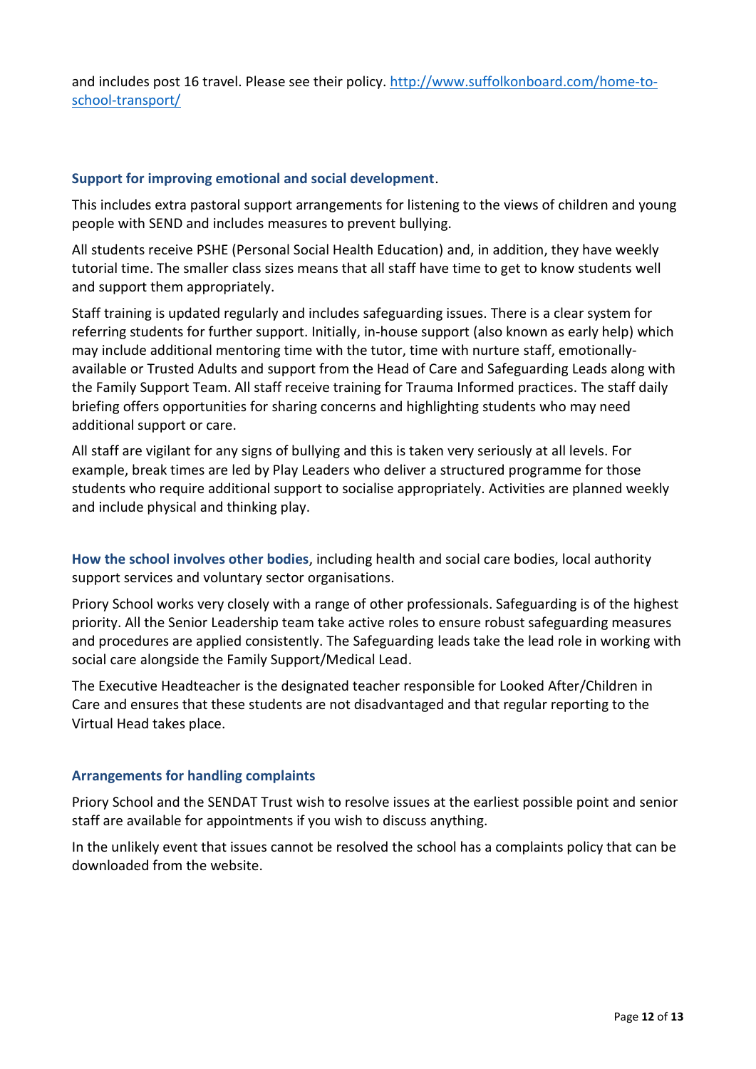and includes post 16 travel. Please see their policy. [http://www.suffolkonboard.com/home-to-school-transport/](http://www.suffolkonboard.com/home-to-school-transport/)

### Support for improving emotional and social development.

This includes extra pastoral support arrangements for listening to the views of children and young people with SEND and includes measures to prevent bullying.

All students receive PSHE (Personal Social Health Education) and, in addition, they have weekly tutorial time. The smaller class sizes means that all staff have time to get to know students well and support them appropriately.

Staff training is updated regularly and includes safeguarding issues. There is a clear system for referring students for further support. Initially, in-house support (also known as early help) which may include additional mentoring time with the tutor, time with nurture staff, emotionally-available or Trusted Adults and support from the Head of Care and Safeguarding Leads along with the Family Support Team. All staff receive training for Trauma Informed practices. The staff daily briefing offers opportunities for sharing concerns and highlighting students who may need additional support or care.

All staff are vigilant for any signs of bullying and this is taken very seriously at all levels. For example, break times are led by Play Leaders who deliver a structured programme for those students who require additional support to socialise appropriately. Activities are planned weekly and include physical and thinking play.

**How the school involves other bodies**, including health and social care bodies, local authority support services and voluntary sector organisations.

Priory School works very closely with a range of other professionals. Safeguarding is of the highest priority. All the Senior Leadership team take active roles to ensure robust safeguarding measures and procedures are applied consistently. The Safeguarding leads take the lead role in working with social care alongside the Family Support/Medical Lead.

The Executive Headteacher is the designated teacher responsible for Looked After/Children in Care and ensures that these students are not disadvantaged and that regular reporting to the Virtual Head takes place.

### Arrangements for handling complaints

Priory School and the SENDAT Trust wish to resolve issues at the earliest possible point and senior staff are available for appointments if you wish to discuss anything.

In the unlikely event that issues cannot be resolved the school has a complaints policy that can be downloaded from the website.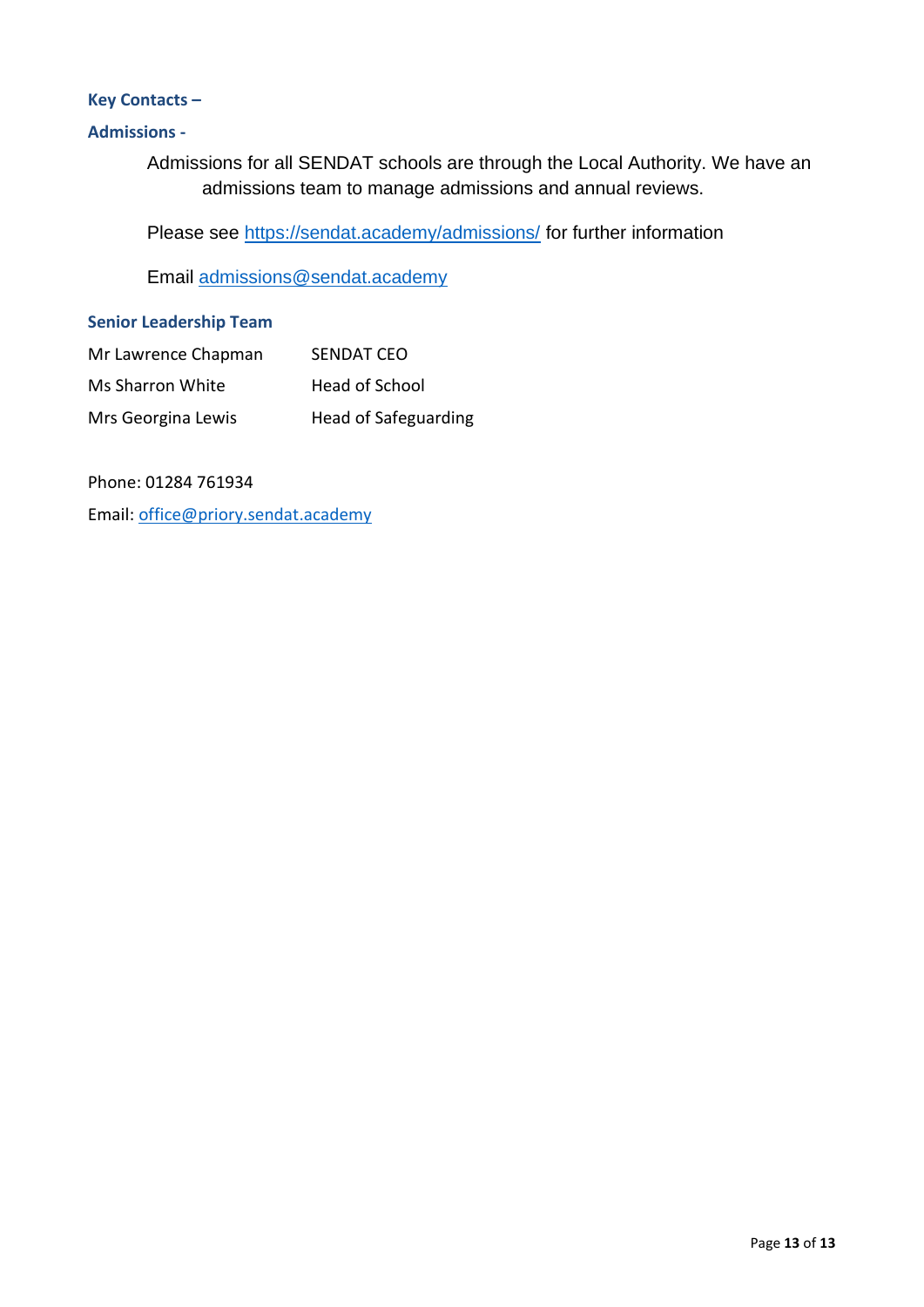### Key Contacts –

### Admissions -

Admissions for all SENDAT schools are through the Local Authority. We have an admissions team to manage admissions and annual reviews.

Please see https://sendat.academy/admissions/ for further information

Email admissions@sendat.academy

### Senior Leadership Team

| | |
|---|---|
| Mr Lawrence Chapman | SENDAT CEO |
| Ms Sharron White | Head of School |
| Mrs Georgina Lewis | Head of Safeguarding |

Phone: 01284 761934

Email: office@priory.sendat.academy